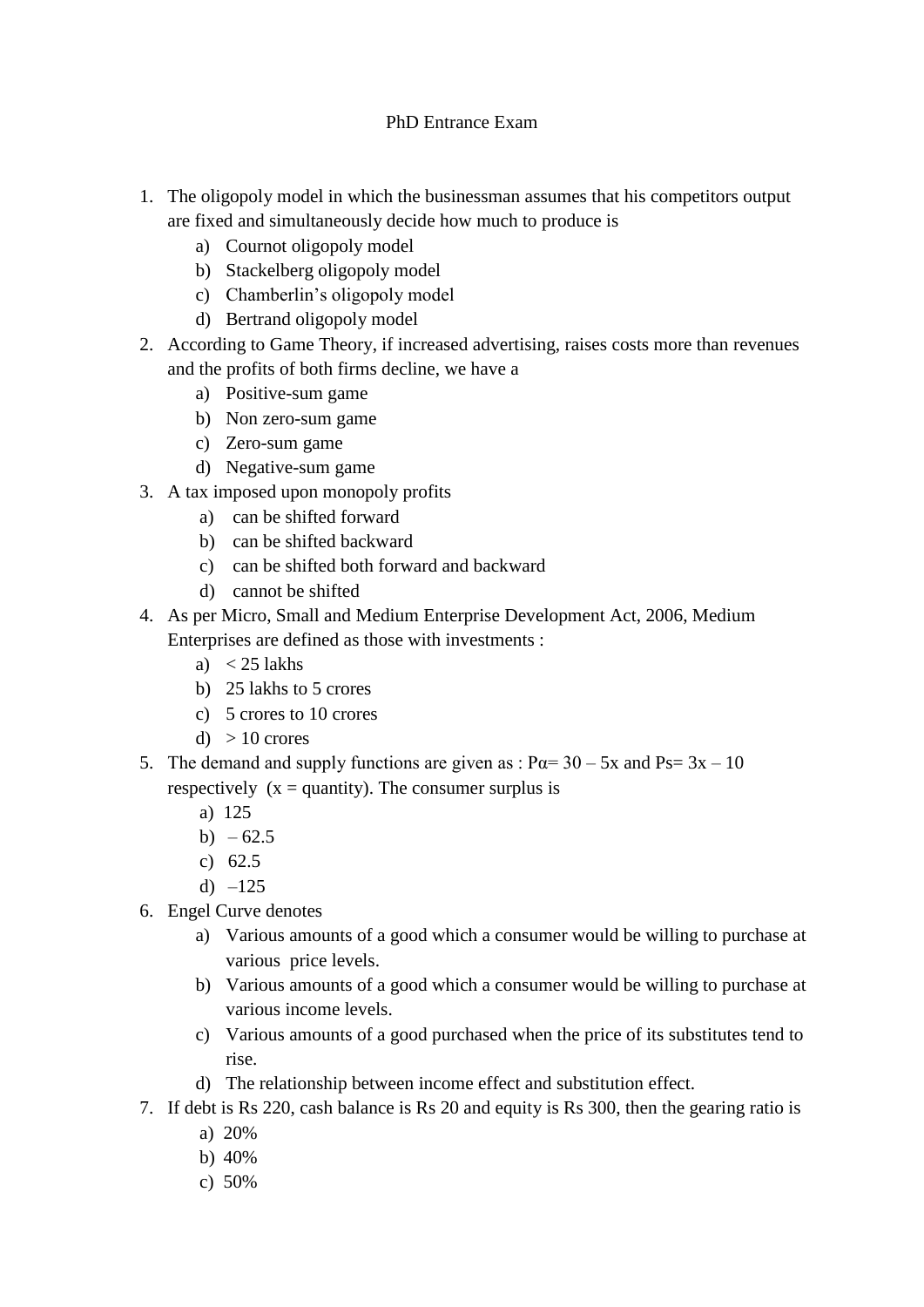# PhD Entrance Exam

1. The oligopoly model in which the businessman assumes that his competitors output are fixed and simultaneously decide how much to produce is
   a) Cournot oligopoly model
   b) Stackelberg oligopoly model
   c) Chamberlin's oligopoly model
   d) Bertrand oligopoly model
2. According to Game Theory, if increased advertising, raises costs more than revenues and the profits of both firms decline, we have a
   a) Positive-sum game
   b) Non zero-sum game
   c) Zero-sum game
   d) Negative-sum game
3. A tax imposed upon monopoly profits
   a) can be shifted forward
   b) can be shifted backward
   c) can be shifted both forward and backward
   d) cannot be shifted
4. As per Micro, Small and Medium Enterprise Development Act, 2006, Medium Enterprises are defined as those with investments :
   a) < 25 lakhs
   b) 25 lakhs to 5 crores
   c) 5 crores to 10 crores
   d) > 10 crores
5. The demand and supply functions are given as : $P\alpha = 30 - 5x$ and $Ps = 3x - 10$ respectively (x = quantity). The consumer surplus is
   a) 125
   b) – 62.5
   c) 62.5
   d) –125
6. Engel Curve denotes
   a) Various amounts of a good which a consumer would be willing to purchase at various price levels.
   b) Various amounts of a good which a consumer would be willing to purchase at various income levels.
   c) Various amounts of a good purchased when the price of its substitutes tend to rise.
   d) The relationship between income effect and substitution effect.
7. If debt is Rs 220, cash balance is Rs 20 and equity is Rs 300, then the gearing ratio is
   a) 20%
   b) 40%
   c) 50%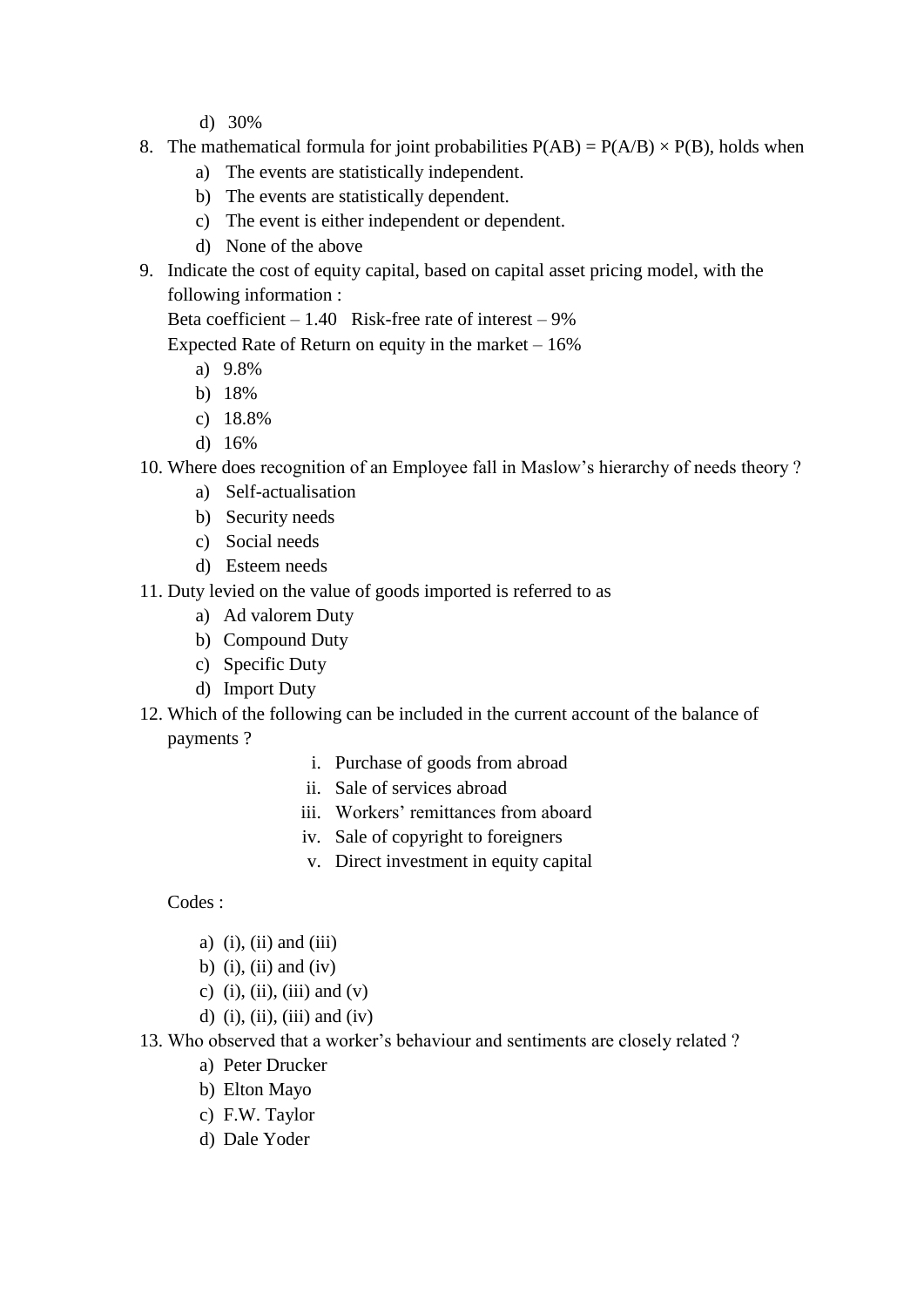d) 30%

8. The mathematical formula for joint probabilities $P(AB) = P(A/B) \times P(B)$, holds when
   a) The events are statistically independent.
   b) The events are statistically dependent.
   c) The event is either independent or dependent.
   d) None of the above
9. Indicate the cost of equity capital, based on capital asset pricing model, with the following information :
   Beta coefficient – 1.40 Risk-free rate of interest – 9%
   Expected Rate of Return on equity in the market – 16%
   a) 9.8%
   b) 18%
   c) 18.8%
   d) 16%
10. Where does recognition of an Employee fall in Maslow's hierarchy of needs theory ?
    a) Self-actualisation
    b) Security needs
    c) Social needs
    d) Esteem needs
11. Duty levied on the value of goods imported is referred to as
    a) Ad valorem Duty
    b) Compound Duty
    c) Specific Duty
    d) Import Duty
12. Which of the following can be included in the current account of the balance of payments ?
    i. Purchase of goods from abroad
    ii. Sale of services abroad
    iii. Workers' remittances from aboard
    iv. Sale of copyright to foreigners
    v. Direct investment in equity capital

    Codes :

    a) (i), (ii) and (iii)
    b) (i), (ii) and (iv)
    c) (i), (ii), (iii) and (v)
    d) (i), (ii), (iii) and (iv)
13. Who observed that a worker's behaviour and sentiments are closely related ?
    a) Peter Drucker
    b) Elton Mayo
    c) F.W. Taylor
    d) Dale Yoder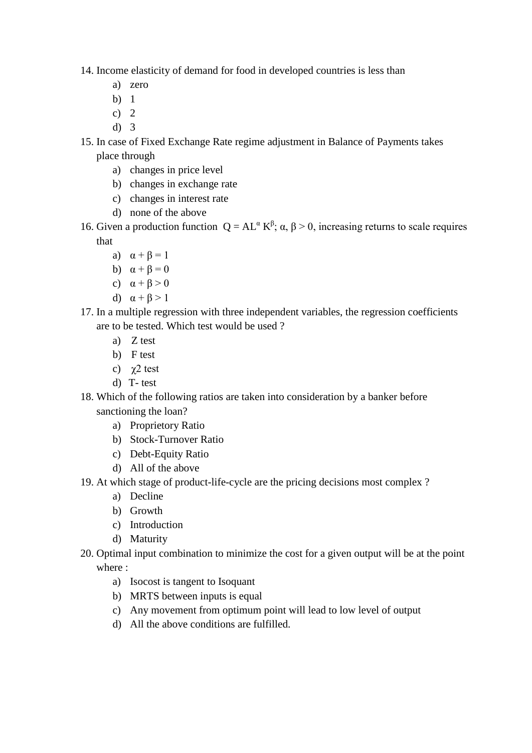14. Income elasticity of demand for food in developed countries is less than
    a) zero
    b) 1
    c) 2
    d) 3
15. In case of Fixed Exchange Rate regime adjustment in Balance of Payments takes place through
    a) changes in price level
    b) changes in exchange rate
    c) changes in interest rate
    d) none of the above
16. Given a production function $Q = AL^{\alpha} K^{\beta}$; $\alpha, \beta > 0$, increasing returns to scale requires that
    a) $\alpha + \beta = 1$
    b) $\alpha + \beta = 0$
    c) $\alpha + \beta > 0$
    d) $\alpha + \beta > 1$
17. In a multiple regression with three independent variables, the regression coefficients are to be tested. Which test would be used ?
    a) Z test
    b) F test
    c) $\chi 2$ test
    d) T- test
18. Which of the following ratios are taken into consideration by a banker before sanctioning the loan?
    a) Proprietory Ratio
    b) Stock-Turnover Ratio
    c) Debt-Equity Ratio
    d) All of the above
19. At which stage of product-life-cycle are the pricing decisions most complex ?
    a) Decline
    b) Growth
    c) Introduction
    d) Maturity
20. Optimal input combination to minimize the cost for a given output will be at the point where :
    a) Isocost is tangent to Isoquant
    b) MRTS between inputs is equal
    c) Any movement from optimum point will lead to low level of output
    d) All the above conditions are fulfilled.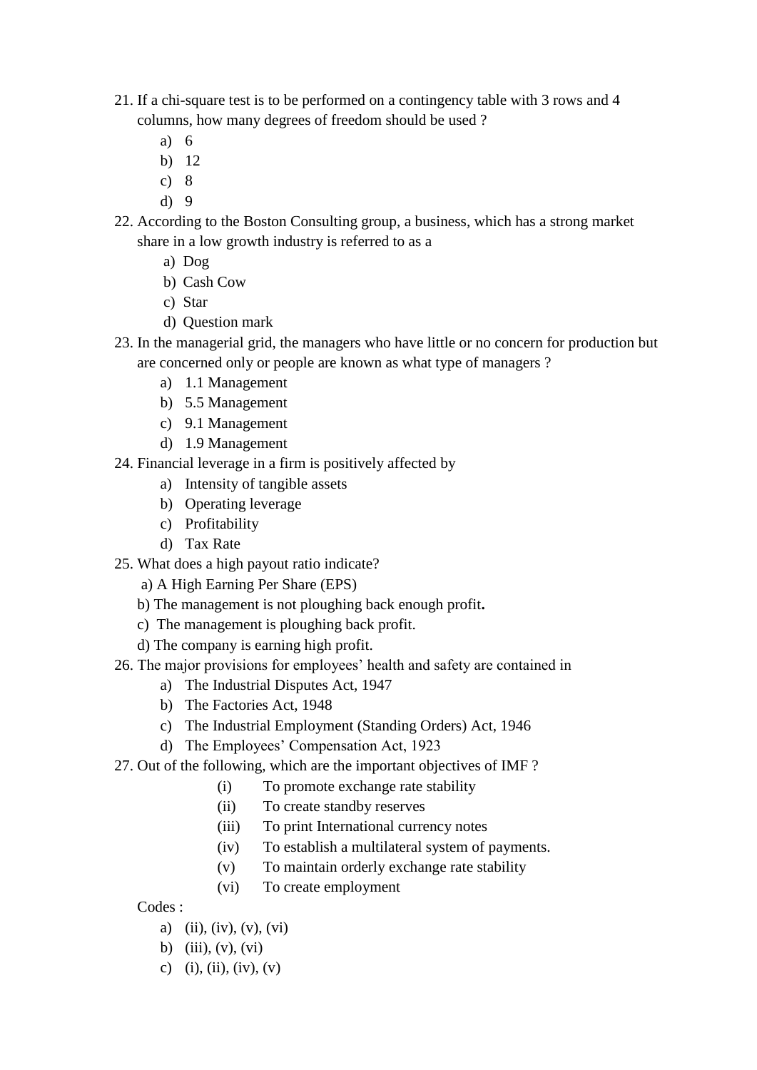21. If a chi-square test is to be performed on a contingency table with 3 rows and 4 columns, how many degrees of freedom should be used ?
    a) 6
    b) 12
    c) 8
    d) 9
22. According to the Boston Consulting group, a business, which has a strong market share in a low growth industry is referred to as a
    a) Dog
    b) Cash Cow
    c) Star
    d) Question mark
23. In the managerial grid, the managers who have little or no concern for production but are concerned only or people are known as what type of managers ?
    a) 1.1 Management
    b) 5.5 Management
    c) 9.1 Management
    d) 1.9 Management
24. Financial leverage in a firm is positively affected by
    a) Intensity of tangible assets
    b) Operating leverage
    c) Profitability
    d) Tax Rate
25. What does a high payout ratio indicate?
    a) A High Earning Per Share (EPS)
    b) The management is not ploughing back enough profit**.**
    c) The management is ploughing back profit.
    d) The company is earning high profit.
26. The major provisions for employees' health and safety are contained in
    a) The Industrial Disputes Act, 1947
    b) The Factories Act, 1948
    c) The Industrial Employment (Standing Orders) Act, 1946
    d) The Employees' Compensation Act, 1923
27. Out of the following, which are the important objectives of IMF ?
    (i) To promote exchange rate stability
    (ii) To create standby reserves
    (iii) To print International currency notes
    (iv) To establish a multilateral system of payments.
    (v) To maintain orderly exchange rate stability
    (vi) To create employment

    Codes :
    a) (ii), (iv), (v), (vi)
    b) (iii), (v), (vi)
    c) (i), (ii), (iv), (v)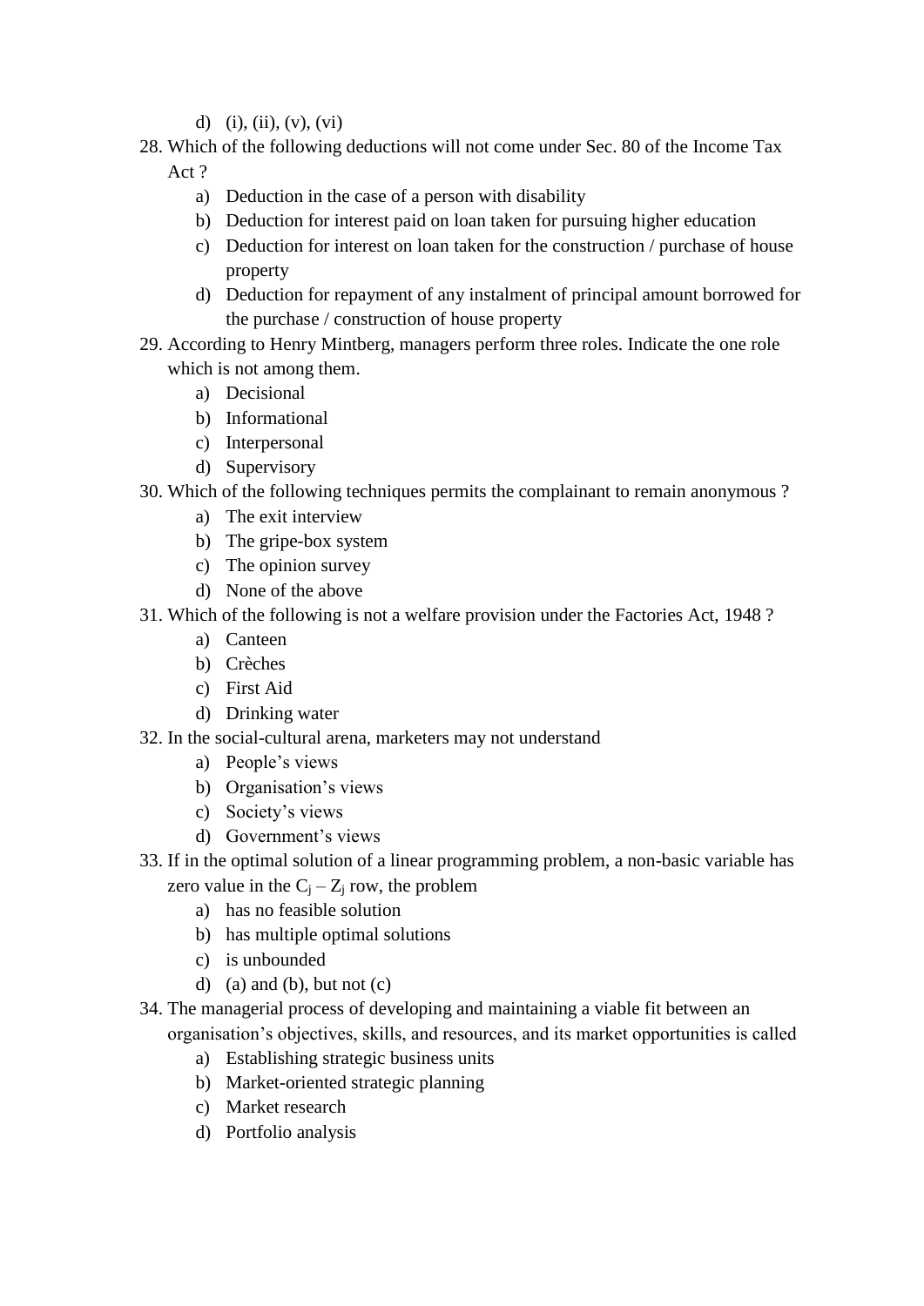d) (i), (ii), (v), (vi)

28. Which of the following deductions will not come under Sec. 80 of the Income Tax Act ?
    a) Deduction in the case of a person with disability
    b) Deduction for interest paid on loan taken for pursuing higher education
    c) Deduction for interest on loan taken for the construction / purchase of house property
    d) Deduction for repayment of any instalment of principal amount borrowed for the purchase / construction of house property
29. According to Henry Mintberg, managers perform three roles. Indicate the one role which is not among them.
    a) Decisional
    b) Informational
    c) Interpersonal
    d) Supervisory
30. Which of the following techniques permits the complainant to remain anonymous ?
    a) The exit interview
    b) The gripe-box system
    c) The opinion survey
    d) None of the above
31. Which of the following is not a welfare provision under the Factories Act, 1948 ?
    a) Canteen
    b) Crèches
    c) First Aid
    d) Drinking water
32. In the social-cultural arena, marketers may not understand
    a) People's views
    b) Organisation's views
    c) Society's views
    d) Government's views
33. If in the optimal solution of a linear programming problem, a non-basic variable has zero value in the $C_j - Z_j$ row, the problem
    a) has no feasible solution
    b) has multiple optimal solutions
    c) is unbounded
    d) (a) and (b), but not (c)
34. The managerial process of developing and maintaining a viable fit between an organisation's objectives, skills, and resources, and its market opportunities is called
    a) Establishing strategic business units
    b) Market-oriented strategic planning
    c) Market research
    d) Portfolio analysis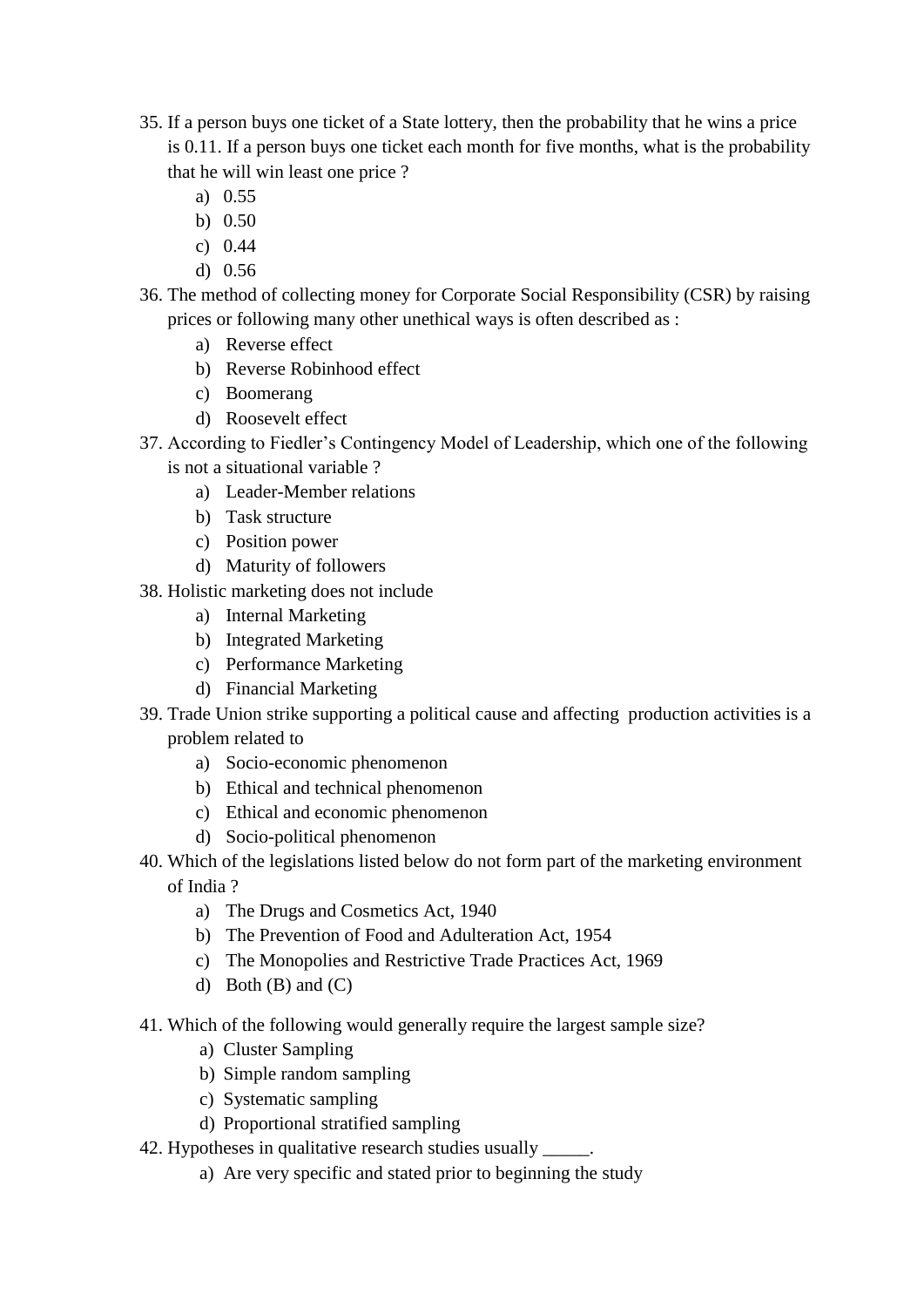35. If a person buys one ticket of a State lottery, then the probability that he wins a price is 0.11. If a person buys one ticket each month for five months, what is the probability that he will win least one price ?
    a) 0.55
    b) 0.50
    c) 0.44
    d) 0.56
36. The method of collecting money for Corporate Social Responsibility (CSR) by raising prices or following many other unethical ways is often described as :
    a) Reverse effect
    b) Reverse Robinhood effect
    c) Boomerang
    d) Roosevelt effect
37. According to Fiedler's Contingency Model of Leadership, which one of the following is not a situational variable ?
    a) Leader-Member relations
    b) Task structure
    c) Position power
    d) Maturity of followers
38. Holistic marketing does not include
    a) Internal Marketing
    b) Integrated Marketing
    c) Performance Marketing
    d) Financial Marketing
39. Trade Union strike supporting a political cause and affecting production activities is a problem related to
    a) Socio-economic phenomenon
    b) Ethical and technical phenomenon
    c) Ethical and economic phenomenon
    d) Socio-political phenomenon
40. Which of the legislations listed below do not form part of the marketing environment of India ?
    a) The Drugs and Cosmetics Act, 1940
    b) The Prevention of Food and Adulteration Act, 1954
    c) The Monopolies and Restrictive Trade Practices Act, 1969
    d) Both (B) and (C)
41. Which of the following would generally require the largest sample size?
    a) Cluster Sampling
    b) Simple random sampling
    c) Systematic sampling
    d) Proportional stratified sampling
42. Hypotheses in qualitative research studies usually _____.
    a) Are very specific and stated prior to beginning the study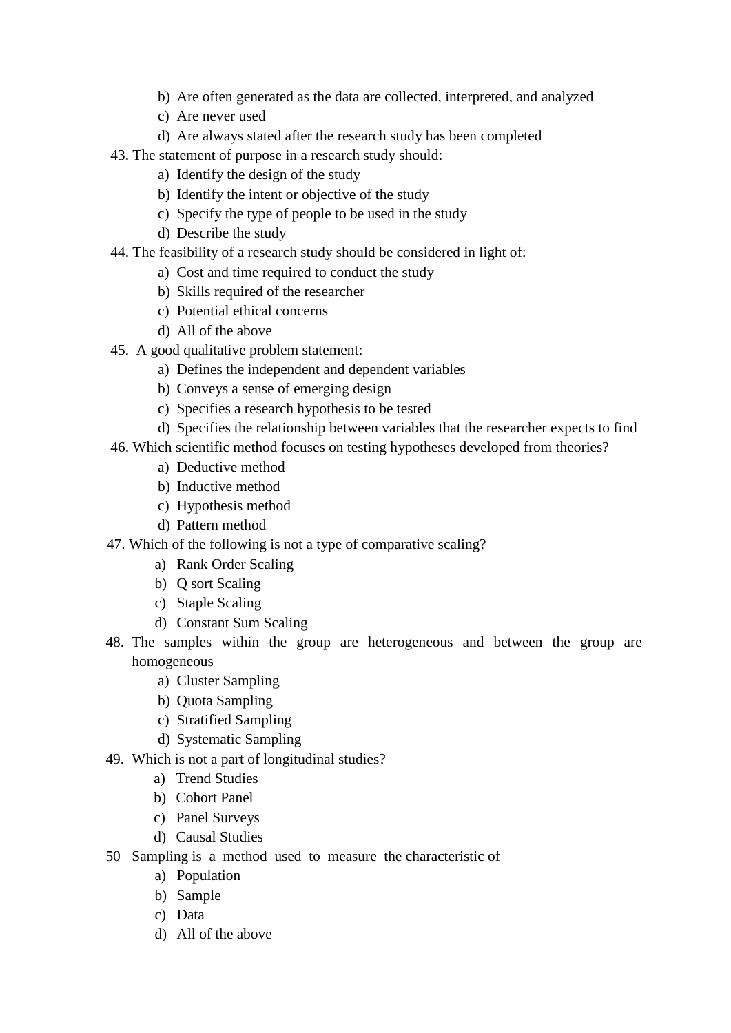b) Are often generated as the data are collected, interpreted, and analyzed
c) Are never used
d) Are always stated after the research study has been completed

43. The statement of purpose in a research study should:
    a) Identify the design of the study
    b) Identify the intent or objective of the study
    c) Specify the type of people to be used in the study
    d) Describe the study
44. The feasibility of a research study should be considered in light of:
    a) Cost and time required to conduct the study
    b) Skills required of the researcher
    c) Potential ethical concerns
    d) All of the above
45. A good qualitative problem statement:
    a) Defines the independent and dependent variables
    b) Conveys a sense of emerging design
    c) Specifies a research hypothesis to be tested
    d) Specifies the relationship between variables that the researcher expects to find
46. Which scientific method focuses on testing hypotheses developed from theories?
    a) Deductive method
    b) Inductive method
    c) Hypothesis method
    d) Pattern method
47. Which of the following is not a type of comparative scaling?
    a) Rank Order Scaling
    b) Q sort Scaling
    c) Staple Scaling
    d) Constant Sum Scaling
48. The samples within the group are heterogeneous and between the group are homogeneous
    a) Cluster Sampling
    b) Quota Sampling
    c) Stratified Sampling
    d) Systematic Sampling
49. Which is not a part of longitudinal studies?
    a) Trend Studies
    b) Cohort Panel
    c) Panel Surveys
    d) Causal Studies
50. Sampling is a method used to measure the characteristic of
    a) Population
    b) Sample
    c) Data
    d) All of the above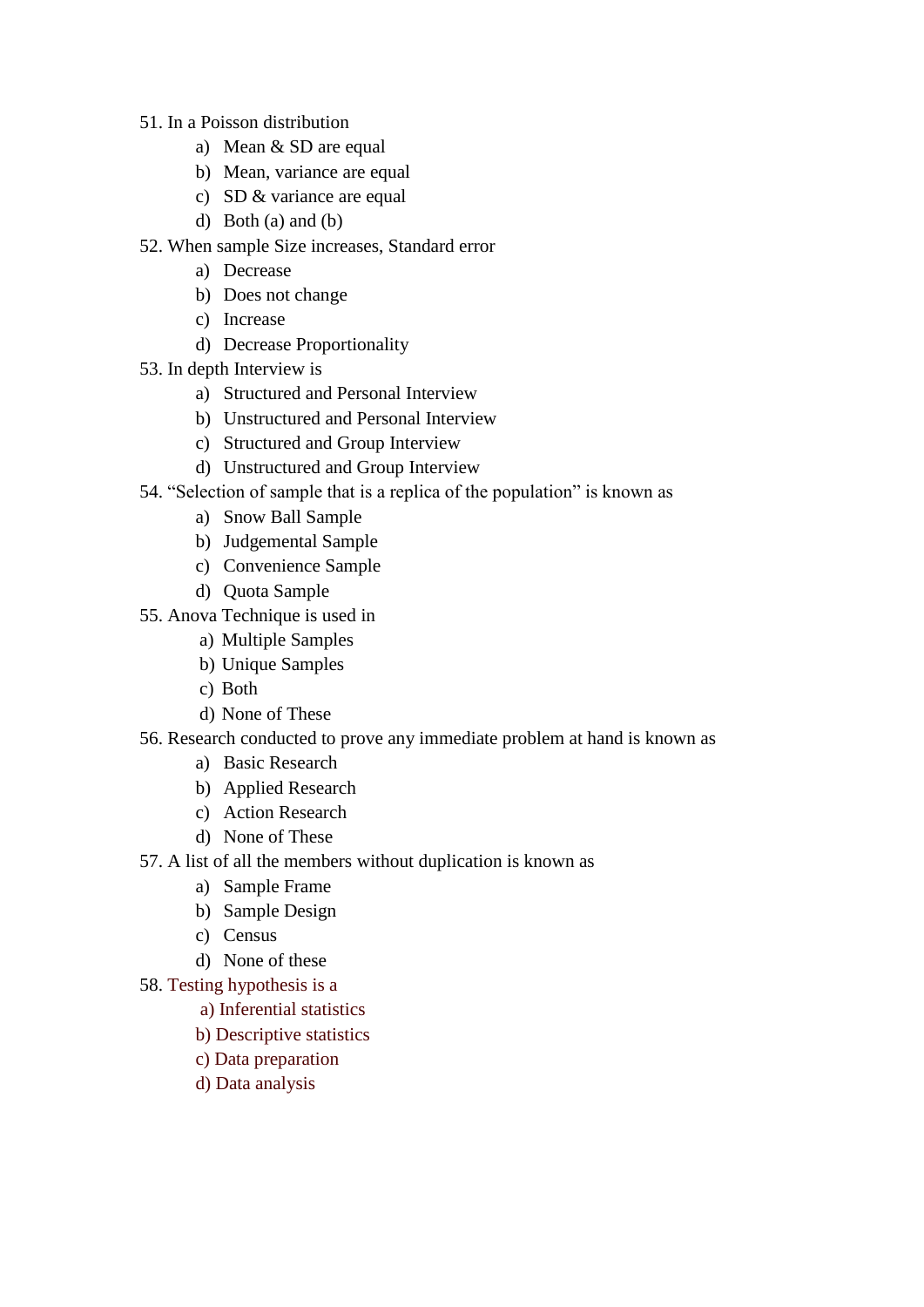51. In a Poisson distribution
    a) Mean & SD are equal
    b) Mean, variance are equal
    c) SD & variance are equal
    d) Both (a) and (b)
52. When sample Size increases, Standard error
    a) Decrease
    b) Does not change
    c) Increase
    d) Decrease Proportionality
53. In depth Interview is
    a) Structured and Personal Interview
    b) Unstructured and Personal Interview
    c) Structured and Group Interview
    d) Unstructured and Group Interview
54. "Selection of sample that is a replica of the population" is known as
    a) Snow Ball Sample
    b) Judgemental Sample
    c) Convenience Sample
    d) Quota Sample
55. Anova Technique is used in
    a) Multiple Samples
    b) Unique Samples
    c) Both
    d) None of These
56. Research conducted to prove any immediate problem at hand is known as
    a) Basic Research
    b) Applied Research
    c) Action Research
    d) None of These
57. A list of all the members without duplication is known as
    a) Sample Frame
    b) Sample Design
    c) Census
    d) None of these
58. Testing hypothesis is a
    a) Inferential statistics
    b) Descriptive statistics
    c) Data preparation
    d) Data analysis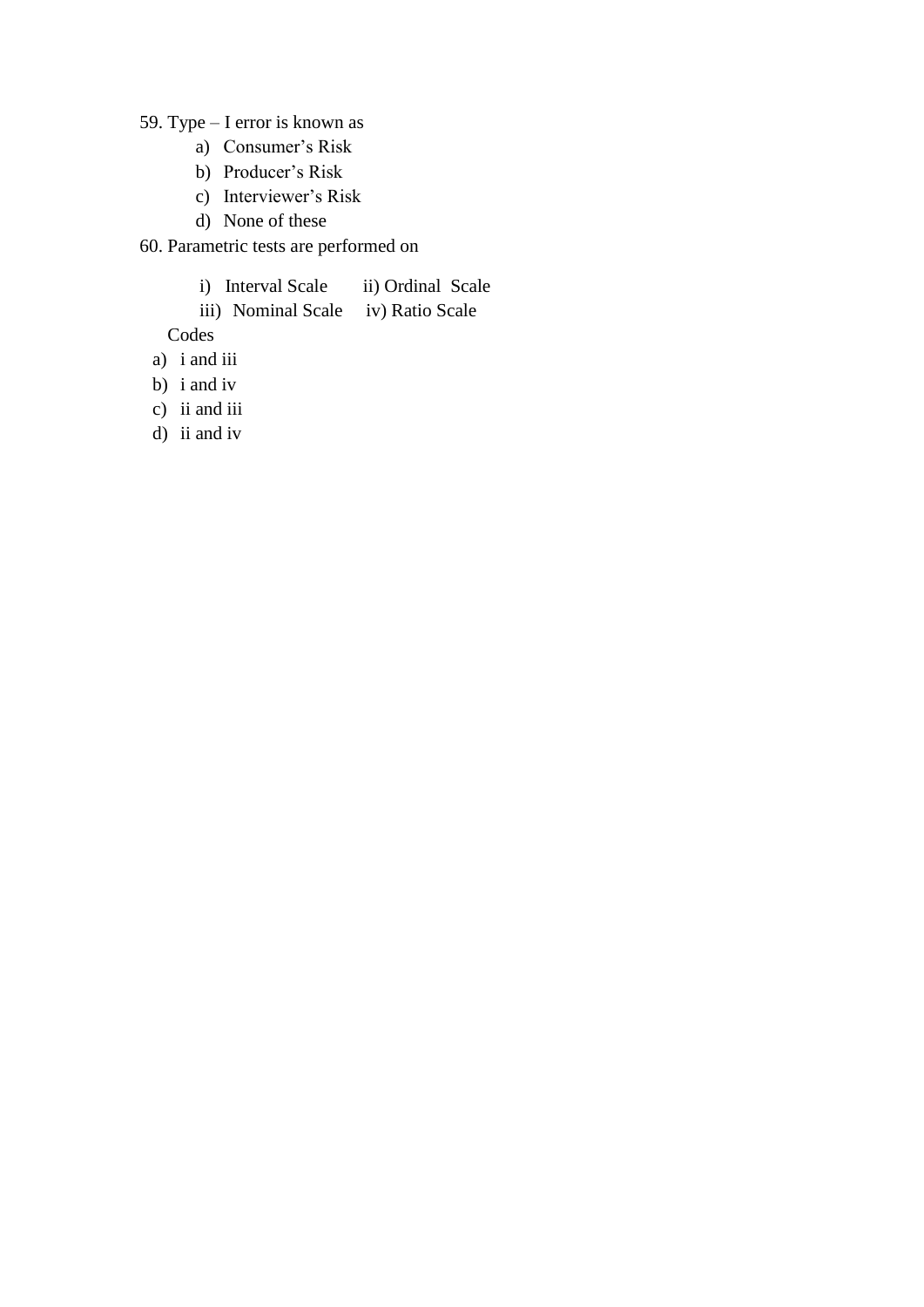59. Type – I error is known as

a) Consumer's Risk
b) Producer's Risk
c) Interviewer's Risk
d) None of these

60. Parametric tests are performed on

i) Interval Scale ii) Ordinal Scale
iii) Nominal Scale iv) Ratio Scale

Codes

a) i and iii
b) i and iv
c) ii and iii
d) ii and iv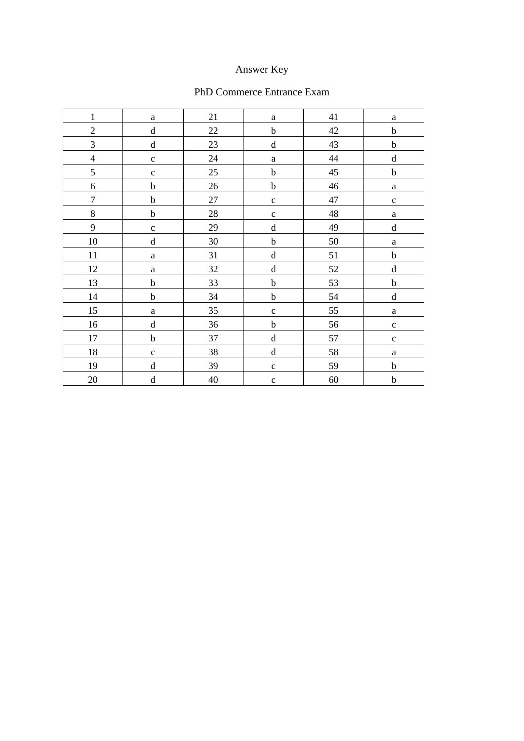Answer Key

PhD Commerce Entrance Exam

| | | | | | |
|---|---|---|---|---|---|
| 1 | a | 21 | a | 41 | a |
| 2 | d | 22 | b | 42 | b |
| 3 | d | 23 | d | 43 | b |
| 4 | c | 24 | a | 44 | d |
| 5 | c | 25 | b | 45 | b |
| 6 | b | 26 | b | 46 | a |
| 7 | b | 27 | c | 47 | c |
| 8 | b | 28 | c | 48 | a |
| 9 | c | 29 | d | 49 | d |
| 10 | d | 30 | b | 50 | a |
| 11 | a | 31 | d | 51 | b |
| 12 | a | 32 | d | 52 | d |
| 13 | b | 33 | b | 53 | b |
| 14 | b | 34 | b | 54 | d |
| 15 | a | 35 | c | 55 | a |
| 16 | d | 36 | b | 56 | c |
| 17 | b | 37 | d | 57 | c |
| 18 | c | 38 | d | 58 | a |
| 19 | d | 39 | c | 59 | b |
| 20 | d | 40 | c | 60 | b |